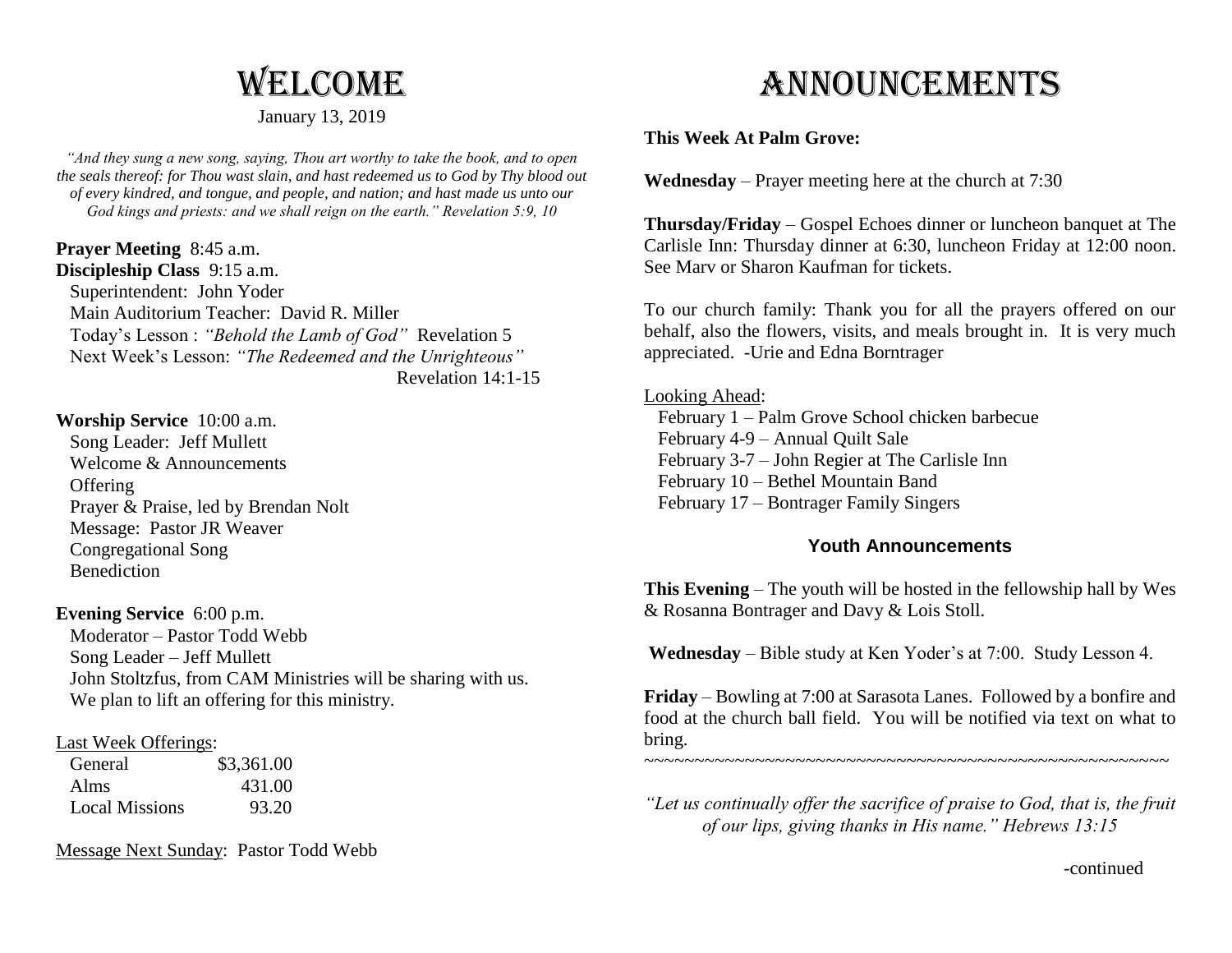# Welcome

January 13, 2019

*"And they sung a new song, saying, Thou art worthy to take the book, and to open the seals thereof: for Thou wast slain, and hast redeemed us to God by Thy blood out of every kindred, and tongue, and people, and nation; and hast made us unto our God kings and priests: and we shall reign on the earth." Revelation 5:9, 10*

**Prayer Meeting** 8:45 a.m.

**Discipleship Class** 9:15 a.m.

Superintendent: John Yoder
Main Auditorium Teacher: David R. Miller
Today's Lesson : *"Behold the Lamb of God"* Revelation 5
Next Week's Lesson: *"The Redeemed and the Unrighteous"* Revelation 14:1-15

**Worship Service** 10:00 a.m.

Song Leader: Jeff Mullett
Welcome & Announcements
Offering
Prayer & Praise, led by Brendan Nolt
Message: Pastor JR Weaver
Congregational Song
Benediction

**Evening Service** 6:00 p.m.

Moderator – Pastor Todd Webb
Song Leader – Jeff Mullett
John Stoltzfus, from CAM Ministries will be sharing with us. We plan to lift an offering for this ministry.

Last Week Offerings:

| | |
|---|---|
| General | $3,361.00 |
| Alms | 431.00 |
| Local Missions | 93.20 |

Message Next Sunday: Pastor Todd Webb

# Announcements

**This Week At Palm Grove:**

**Wednesday** – Prayer meeting here at the church at 7:30

**Thursday/Friday** – Gospel Echoes dinner or luncheon banquet at The Carlisle Inn: Thursday dinner at 6:30, luncheon Friday at 12:00 noon. See Marv or Sharon Kaufman for tickets.

To our church family: Thank you for all the prayers offered on our behalf, also the flowers, visits, and meals brought in. It is very much appreciated. -Urie and Edna Borntrager

Looking Ahead:

February 1 – Palm Grove School chicken barbecue
February 4-9 – Annual Quilt Sale
February 3-7 – John Regier at The Carlisle Inn
February 10 – Bethel Mountain Band
February 17 – Bontrager Family Singers

## Youth Announcements

**This Evening** – The youth will be hosted in the fellowship hall by Wes & Rosanna Bontrager and Davy & Lois Stoll.

**Wednesday** – Bible study at Ken Yoder's at 7:00. Study Lesson 4.

**Friday** – Bowling at 7:00 at Sarasota Lanes. Followed by a bonfire and food at the church ball field. You will be notified via text on what to bring.

~~~~~~~~~~~~~~~~~~~~~~~~~~~~~~~~~~~~~~~~~~~~~~~~~~~~~~~~

*"Let us continually offer the sacrifice of praise to God, that is, the fruit of our lips, giving thanks in His name." Hebrews 13:15*

-continued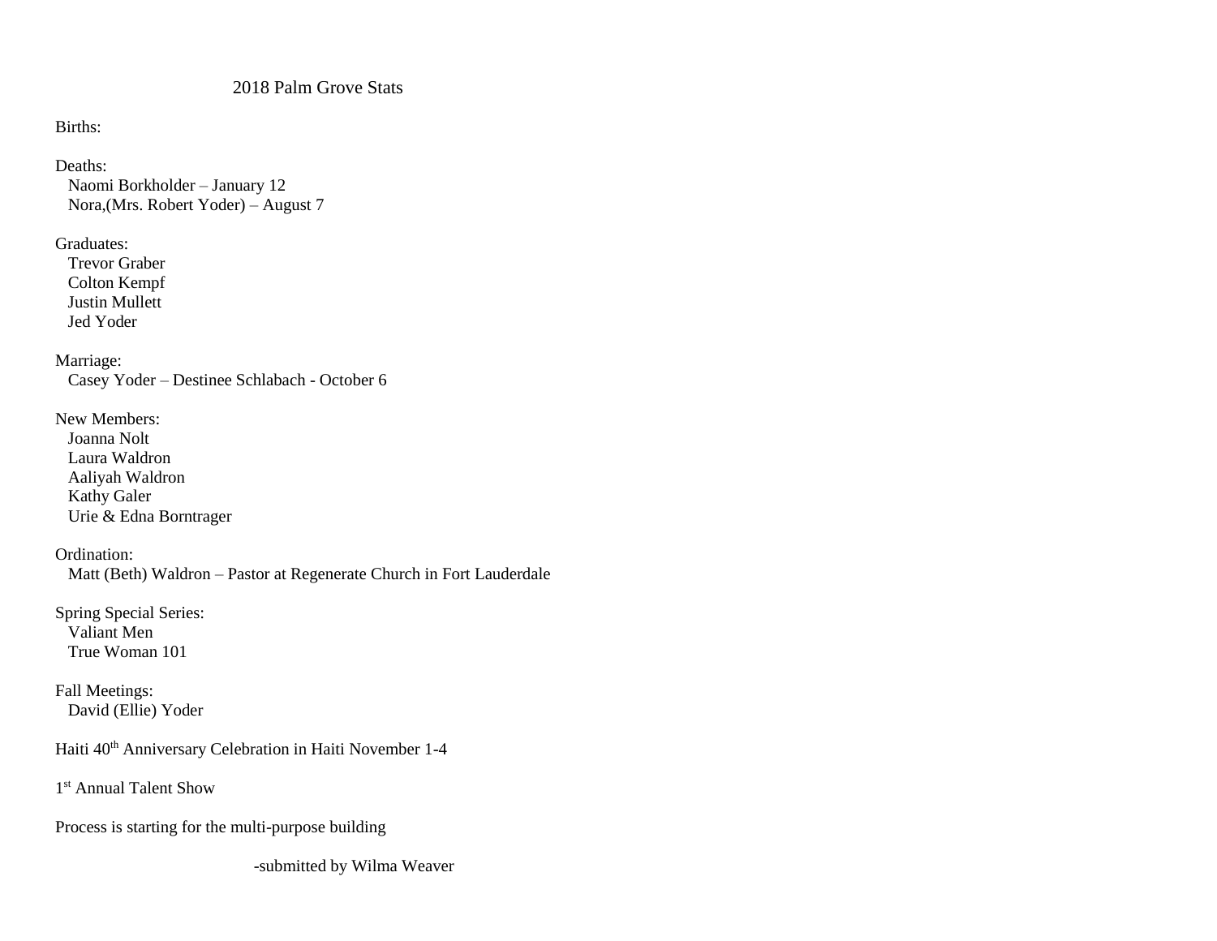# 2018 Palm Grove Stats

Births:

Deaths:
- Naomi Borkholder – January 12
- Nora,(Mrs. Robert Yoder) – August 7

Graduates:
- Trevor Graber
- Colton Kempf
- Justin Mullett
- Jed Yoder

Marriage:
- Casey Yoder – Destinee Schlabach - October 6

New Members:
- Joanna Nolt
- Laura Waldron
- Aaliyah Waldron
- Kathy Galer
- Urie & Edna Borntrager

Ordination:
- Matt (Beth) Waldron – Pastor at Regenerate Church in Fort Lauderdale

Spring Special Series:
- Valiant Men
- True Woman 101

Fall Meetings:
- David (Ellie) Yoder

Haiti 40th Anniversary Celebration in Haiti November 1-4

1st Annual Talent Show

Process is starting for the multi-purpose building

-submitted by Wilma Weaver